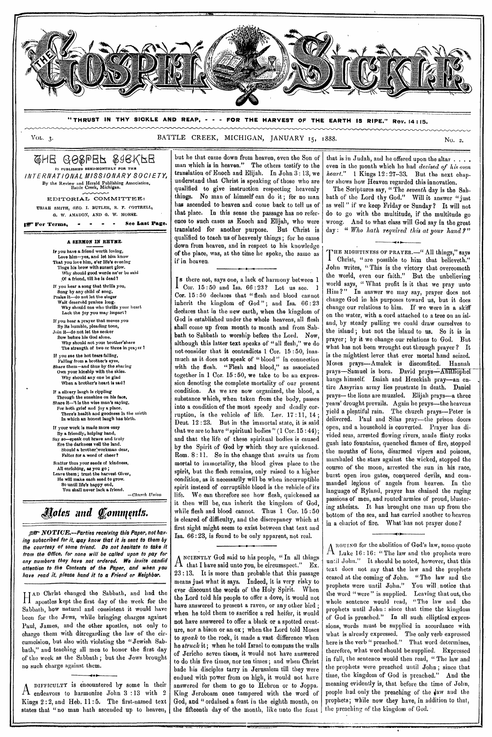# THE GOSPEL SICKLE

"THRUST IN THY SICKLE AND REAP, - - - FOR THE HARVEST OF THE EARTH IS RIPE." Rev. 14:15.

VOL. 3. BATTLE CREEK, MICHIGAN, JANUARY 15, 1888. NO. 2.

**THE GOSPEL SICKLE**
IS PUBLISHED SEMI-MONTHLY FOR THE
*INTERNATIONAL MISSIONARY SOCIETY,*
By the Review and Herald Publishing Association, Battle Creek, Michigan.

EDITORIAL COMMITTEE:
URIAH SMITH, GEO. I. BUTLER, R. F. COTTRELL, G. W. AMADON, AND G. W. MORSE.

☞ **For Terms, - - - - See Last Page.**

### A SERMON IN RHYME.

If you have a friend worth loving,
Love him—yes, and let him know
That you love him, e'er life's evening
Tinge his brow with sunset glow.
Why should good words ne'er be said
Of a friend, till he is dead?

If you hear a song that thrills you,
Sung by any child of song,
Praise it—do not let the singer
Wait deserved praises long.
Why should one who thrills your heart
Lack the joy you may impart?

If you hear a prayer that moves you
By its humble, pleading tone,
Join it—do not let the seeker
Bow before his God alone.
Why should not your brother share
The strength of two or three in prayer?

If you see the hot tears falling,
Falling from a brother's eyes,
Share them—and thus by the sharing
Own your kinship with the skies.
Why should any one be glad
When a brother's heart is sad?

If a silvery laugh is rippling
Through the sunshine on his face,
Share it—'t is the wise man's saying,
For both grief and joy a place.
There's health and goodness in the mirth
In which an honest laugh has birth.

If your work is made more easy
By a friendly, helping hand,
Say so—speak out brave and truly
Ere the darkness veil the land.
Should a brother workman dear,
Falter for a word of cheer?

Scatter thus your seeds of kindness,
All enriching, as you go;
Leave them; trust the harvest Giver,
He will make each seed to grow.
So until life's happy end,
You shall never lack a friend.

—*Church Union.*

## Notes and Comments.

☞ ***NOTICE.—Parties receiving this Paper, not having subscribed for it, may know that it is sent to them by the courtesy of some friend. Do not hesitate to take it from the Office, for none will be called upon to pay for any numbers they have not ordered. We invite candid attention to the Contents of the Paper, and when you have read it, please hand it to a Friend or Neighbor.***

HAD Christ changed the Sabbath, and had the apostles kept the first day of the week for the Sabbath, how natural and consistent it would have been for the Jews, while bringing charges against Paul, James, and the other apostles, not only to charge them with disregarding the law of the circumcision, but also with violating the "Jewish Sabbath," and teaching all men to honor the first day of the week as the Sabbath; but the Jews brought no such charge against them.

---

A DIFFICULTY is encountered by some in their endeavors to harmonize John 3:13 with 2 Kings 2:2, and Heb. 11:5. The first-named text states that "no man hath ascended up to heaven, but he that came down from heaven, even the Son of man which is in heaven." The others testify to the translation of Enoch and Elijah. In John 3:13, we understand that Christ is speaking of those who are qualified to give instruction respecting heavenly things. No man of himself can do it; for no man has ascended to heaven and come back to tell us of that place. In this sense the passage has no reference to such cases as Enoch and Elijah, who were translated for another purpose. But Christ is qualified to teach us of heavenly things; for he came down from heaven, and in respect to his knowledge of the place, was, at the time he spoke, the same as if in heaven.

---

IS there not, says one, a lack of harmony between 1 Cor. 15:50 and Isa. 66:23? Let us see. 1 Cor. 15:50 declares that "flesh and blood cannot inherit the kingdom of God"; and Isa. 66:23 declares that in the new earth, when the kingdom of God is established under the whole heavens, all flesh shall come up from month to month and from Sabbath to Sabbath to worship before the Lord. Now, although this latter text speaks of "all flesh," we do not consider that it contradicts 1 Cor. 15:50, inasmuch as it does not speak of "blood" in connection with the flesh. "Flesh and blood," as associated together in 1 Cor. 15:50, we take to be an expression denoting the complete mortality of our present condition. As we are now organized, the blood, a substance which, when taken from the body, passes into a condition of the most speedy and deadly corruption, is the vehicle of life. Lev. 17:11, 14; Deut. 12:23. But in the immortal state, it is said that we are to have "spiritual bodies" (1 Cor. 15:44); and that the life of these spiritual bodies is caused by the Spirit of God by which they are quickened. Rom. 8:11. So in the change that awaits us from mortal to immortality, the blood gives place to the spirit, but the flesh remains, only raised to a higher condition, as it necessarily will be when incorruptible spirit instead of corruptible blood is the vehicle of its life. We can therefore see how flesh, quickened as it then will be, can inherit the kingdom of God, while flesh and blood cannot. Thus 1 Cor. 15:50 is cleared of difficulty, and the discrepancy which at first sight might seem to exist between that text and Isa. 66:23, is found to be only apparent, not real.

---

ANCIENTLY God said to his people, "In all things that I have said unto you, be circumspect." Ex. 23:13. It is more than probable that this passage means just what it says. Indeed, it is very risky to ever discount the words of the Holy Spirit. When the Lord told his people to offer a dove, it would not have answered to present a raven, or any other bird; when he told them to sacrifice a red heifer, it would not have answered to offer a black or a spotted creature, nor a bison or an ox; when the Lord told Moses to *speak* to the rock, it made a vast difference when he *struck* it; when he told Israel to compass the walls of Jericho seven times, it would not have answered to do this five times, nor ten times; and when Christ bade his disciples tarry in Jerusalem till they were endued with power from on high, it would not have answered for them to go to Hebron or to Joppa. King Jeroboam once tampered with the word of God, and "ordained a feast in the eighth month, on the fifteenth day of the month, like unto the feast that is in Judah, and he offered upon the altar . . . . even in the month which he had *devised of his own heart.*" 1 Kings 12:27–33. But the next chapter shows how Heaven regarded this innovation.

The Scriptures say, "The *seventh* day is the Sabbath of the Lord thy God." Will it answer "just as well" if we keep Friday or Sunday? It will not do to go with the multitude, if the multitude go wrong. And to what class will God say in the great day: "*Who hath required this at your hand?*"

---

THE MIGHTINESS OF PRAYER.—"All things," says Christ, "are possible to him that believeth." John writes, "This is the victory that overcometh the world, even our faith." But the unbelieving world says, "What profit is it that we pray unto Him?" In answer we may say, prayer does not change God in his purposes toward us, but it does change our relations to him. If we were in a skiff on the water, with a cord attached to a tree on an island, by steady pulling we could draw ourselves to the island; but not the island to us. So it is in prayer; by it we change our relations to God. But what has not been wrought out through prayer? It is the mightiest lever that ever mortal hand seized. Moses prays—Amalek is discomfited. Hannah prays—Samuel is born. David prays—Ahithophel hangs himself. Isaiah and Hezekiah pray—an entire Assyrian army lies prostrate in death. Daniel prays—the lions are muzzled. Elijah prays—a three years' drought prevails. Again he prays—the heavens yield a plentiful rain. The church prays—Peter is delivered. Paul and Silas pray—the prison doors open, and a household is converted. Prayer has divided seas, arrested flowing rivers, made flinty rocks gush into fountains, quenched flames of fire, stopped the mouths of lions, disarmed vipers and poisons, marshaled the stars against the wicked, stopped the course of the moon, arrested the sun in his race, burst open iron gates, conquered devils, and commanded legions of angels from heaven. In the language of Ryland, prayer has chained the raging passions of men, and routed armies of proud, blustering atheists. It has brought one man up from the bottom of the sea, and has carried another to heaven in a chariot of fire. What has not prayer done?

---

ARGUING for the abolition of God's law, some quote Luke 16:16: "The law and the prophets were until John." It should be noted, however, that this text does not say that the law and the prophets ceased at the coming of John. "The law and the prophets were until John." You will notice that the word "were" is supplied. Leaving that out, the whole sentence would read, "The law and the prophets until John: since that time the kingdom of God is preached." In all such elliptical expressions, words must be supplied in accordance with what is already expressed. The only verb expressed here is the verb "preached." That word determines, therefore, what word should be supplied. Expressed in full, the sentence would then read, "The law and the prophets were preached until John; since that time, the kingdom of God is preached." And the meaning evidently is, that before the time of John, people had only the preaching of the law and the prophets; while now they have, in addition to that, the preaching of the kingdom of God.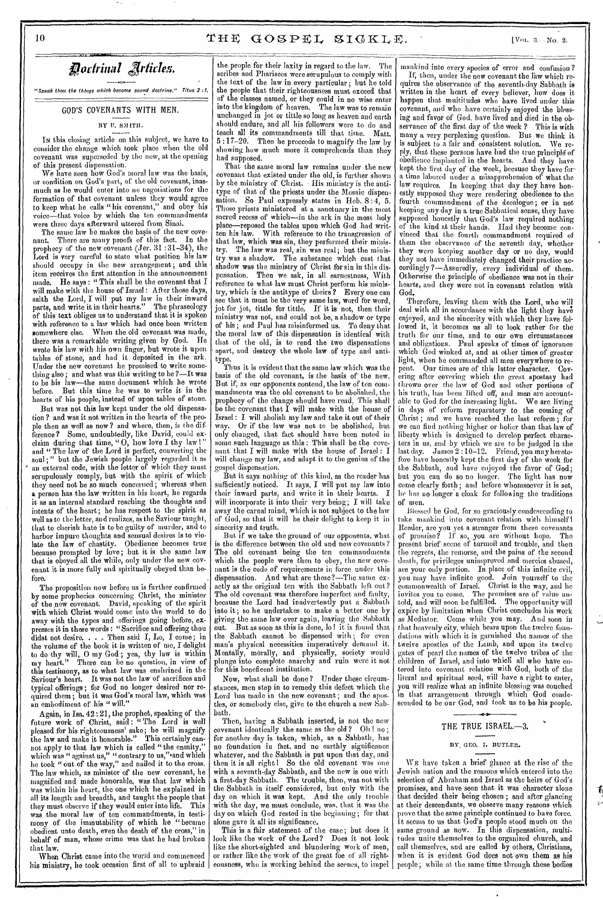# Doctrinal Articles.

*"Speak thou the things which become sound doctrine." Titus 2:1.*

## GOD'S COVENANTS WITH MEN.

BY U. SMITH.

In this closing article on this subject, we have to consider the change which took place when the old covenant was superseded by the new, at the opening of this present dispensation.

We have seen how God's moral law was the basis, or condition on God's part, of the old covenant, inasmuch as he would enter into no negotiations for the formation of that covenant unless they would agree to keep what he calls "his covenant," and obey his voice—that voice by which the ten commandments were three days afterward uttered from Sinai.

The same law he makes the basis of the new covenant. There are many proofs of this fact. In the prophecy of the new covenant (Jer. 31:31-34), the Lord is very careful to state what position his law should occupy in the new arrangement; and this item receives the first attention in the announcement made. He says: "This shall be the covenant that I will make with the house of Israel: After those days, saith the Lord, I will put my law in their inward parts, and write it in their hearts." The phraseology of this text obliges us to understand that it is spoken with reference to a law which had once been written somewhere else. When the old covenant was made, there was a remarkable writing given by God. He wrote his law with his own finger, but wrote it upon tables of stone, and had it deposited in the ark. Under the new covenant he promised to write something also; and what was this writing to be?—It was to be his law—the same document which he wrote before. But this time he was to write it in the hearts of his people, instead of upon tables of stone.

But was not this law kept under the old dispensation? and was it not written in the hearts of the people then as well as now? and where, then, is the difference? Some, undoubtedly, like David, could exclaim during that time, "O, how love I thy law!" and "The law of the Lord is perfect, converting the soul;" but the Jewish people largely regarded it as an external code, with the letter of which they must scrupulously comply, but with the spirit of which they need not be so much concerned; whereas when a person has the law written in his heart, he regards it as an internal standard reaching the thoughts and intents of the heart; he has respect to the spirit as well as to the letter, and realizes, as the Saviour taught, that to cherish hate is to be guilty of murder, and to harbor impure thoughts and sensual desires is to violate the law of chastity. Obedience becomes true because prompted by love; but it is the same law that is obeyed all the while, only under the new covenant it is more fully and spiritually obeyed than before.

The proposition now before us is further confirmed by some prophecies concerning Christ, the minister of the new covenant. David, speaking of the spirit with which Christ would come into the world to do away with the types and offerings going before, expresses it in these words: "Sacrifice and offering thou didst not desire. . . . Then said I, Lo, I come; in the volume of the book it is written of me, I delight to do thy will, O my God; yea, thy law is within my heart." There can be no question, in view of this testimony, as to what law was enshrined in the Saviour's heart. It was not the law of sacrifices and typical offerings; for God no longer desired nor required them; but it was God's moral law, which was an embodiment of his "will."

Again, in Isa. 42:21, the prophet, speaking of the future work of Christ, said: "The Lord is well pleased for his righteousness' sake; he will magnify the law and make it honorable." This certainly cannot apply to that law which is called "the enmity," which was "against us," "contrary to us," and which he took "out of the way," and nailed it to the cross. The law which, as minister of the new covenant, he magnified and made honorable, was that law which was within his heart, the one which he explained in all its length and breadth, and taught the people that they must observe if they would enter into life. This was the moral law of ten commandments, in testimony of the immutability of which he "became obedient unto death, even the death of the cross," in behalf of man, whose crime was that he had broken that law.

When Christ came into the world and commenced his ministry, he took occasion first of all to upbraid the people for their laxity in regard to the law. The scribes and Pharisees were scrupulous to comply with the text of the law in every particular; but he told the people that their righteousness must exceed that of the classes named, or they could in no wise enter into the kingdom of heaven. The law was to remain unchanged in jot or tittle so long as heaven and earth should endure, and all his followers were to do and teach all its commandments till that time. Matt. 5:17-20. Then he proceeds to magnify the law by showing how much more it comprehends than they had supposed.

That the same moral law remains under the new covenant that existed under the old, is further shown by the ministry of Christ. His ministry is the antitype of that of the priests under the Mosaic dispensation. So Paul expressly states in Heb. 8:4, 5. Those priests ministered at a sanctuary in the most sacred recess of which—in the ark in the most holy place—reposed the tables upon which God had written his law. With reference to the transgression of that law, which was sin, they performed their ministry. The law was real, sin was real; but the ministry was a shadow. The substance which cast that shadow was the ministry of Christ for sin in this dispensation. Then we ask, in all earnestness, With reference to what law must Christ perform his ministry, which is the antitype of theirs? Every one can see that it must be the very same law, word for word, jot for jot, tittle for tittle. If it is not, then their ministry was not, and could not be, a shadow or type of his; and Paul has misinformed us. To deny that the moral law of this dispensation is identical with that of the old, is to rend the two dispensations apart, and destroy the whole law of type and antitype.

Thus it is evident that the same law which was the basis of the old covenant, is the basis of the new. But if, as our opponents contend, the law of ten commandments was the old covenant to be abolished, the prophecy of the change should have read, This shall be the covenant that I will make with the house of Israel: I will abolish my law and take it out of their way. Or if the law was not to be abolished, but only changed, that fact should have been noted in some such language as this: This shall be the covenant that I will make with the house of Israel: I will change my law, and adapt it to the genius of the gospel dispensation.

But it says nothing of this kind, as the reader has sufficiently noticed. It says, I will put my law into their inward parts, and write it in their hearts. I will incorporate it into their very being; I will take away the carnal mind, which is not subject to the law of God, so that it will be their delight to keep it in sincerity and truth.

But if we take the ground of our opponents, what is the difference between the old and new covenants? The old covenant being the ten commandments which the people were then to obey, the new covenant is the code of requirements in force under this dispensation. And what are these?—The same exactly as the original ten with the Sabbath left out? The old covenant was therefore imperfect and faulty, because the Lord had inadvertently put a Sabbath into it; so he undertakes to make a better one by giving the same law over again, leaving the Sabbath out. But as soon as this is done, lo! it is found that the Sabbath cannot be dispensed with; for even man's physical necessities imperatively demand it. Mentally, morally, and physically, society would plunge into complete anarchy and ruin were it not for this beneficent institution.

Now, what shall be done? Under these circumstances, men step in to remedy this defect which the Lord has made in the new covenant; and the apostles, or somebody else, give to the church a new Sabbath.

Then, having a Sabbath inserted, is not the new covenant identically the same as the old? Oh! no; for another day is taken, which, as a Sabbath, has no foundation in fact, and no earthly significance whatever, and the Sabbath is put upon that day, and then it is all right! So the old covenant was one with a seventh-day Sabbath, and the new is one with a first-day Sabbath. The trouble, then, was not with the Sabbath in itself considered, but only with the day on which it was kept. And the only trouble with the day, we must conclude, was, that it was the day on which God rested in the beginning; for that alone gave it all its significance.

This is a fair statement of the case; but does it look like the work of the Lord? Does it not look like the short-sighted and blundering work of men, or rather like the work of the great foe of all righteousness, who is working behind the scenes, to impel mankind into every species of error and confusion?

If, then, under the new covenant the law which requires the observance of the seventh-day Sabbath is written in the heart of every believer, how does it happen that multitudes who have lived under this covenant, and who have certainly enjoyed the blessing and favor of God, have lived and died in the observance of the first day of the week? This is with many a very perplexing question. But we think it is subject to a fair and consistent solution. We reply, that these persons have had the true principle of obedience implanted in the hearts. And they have kept the first day of the week, because they have for a time labored under a misapprehension of what the law requires. In keeping that day they have honestly supposed they were rendering obedience to the fourth commandment of the decalogue; or in not keeping any day in a true Sabbatical sense, they have supposed honestly that God's law required nothing of the kind at their hands. Had they become convinced that the fourth commandment required of them the observance of the seventh day, whether they were keeping another day or no day, would they not have immediately changed their practice accordingly?—Assuredly, every individual of them. Otherwise the principle of obedience was not in their hearts, and they were not in covenant relation with God.

Therefore, leaving them with the Lord, who will deal with all in accordance with the light they have enjoyed, and the sincerity with which they have followed it, it becomes us all to look rather for the truth for our time, and to our own circumstances and obligations. Paul speaks of times of ignorance which God winked at, and at other times of greater light, when he commanded all men everywhere to repent. Our times are of this latter character. Covering after covering which the great apostasy had thrown over the law of God and other portions of his truth, has been lifted off, and men are accountable to God for the increasing light. We are living in days of reform preparatory to the coming of Christ; and we have reached the last reform; for we can find nothing higher or holier than that law of liberty which is designed to develop perfect characters in us, and by which we are to be judged in the last day. James 2:10-12. Friend, you may heretofore have honestly kept the first day of the week for the Sabbath, and have enjoyed the favor of God; but you can do so no longer. The light has now come clearly forth; and before whomsoever it is set, he has no longer a cloak for following the traditions of men.

Blessed be God, for so graciously condescending to take mankind into covenant relation with himself! Reader, are you yet a stranger from these covenants of promise? If so, you are without hope. The present brief scene of turmoil and trouble, and then the regrets, the remorse, and the pains of the second death, for privileges unimproved and mercies abused, are your only portion. In place of this infinite evil, you may have infinite good. Join yourself to the commonwealth of Israel. Christ is the way, and he invites you to come. The promises are of value untold, and will soon be fulfilled. The opportunity will expire by limitation when Christ concludes his work as Mediator. Come while you may. And soon in that heavenly city, which bears upon the twelve foundations with which it is garnished the names of the twelve apostles of the Lamb, and upon its twelve gates of pearl the names of the twelve tribes of the children of Israel, and into which all who have entered into covenant relation with God, both of the literal and spiritual seed, will have a right to enter, you will realize what an infinite blessing was couched in that arrangement through which God condescended to be our God, and took us to be his people.

## THE TRUE ISRAEL.—3.

BY GEO. I. BUTLER.

We have taken a brief glance at the rise of the Jewish nation and the reasons which entered into the selection of Abraham and Israel as the heirs of God's promises, and have seen that it was character alone that decided their being chosen; and after glancing at their descendants, we observe many reasons which prove that the same principle continued to have force. It seems to us that God's people stood much on the same ground as now. In this dispensation, multitudes unite themselves to the organized church, and call themselves, and are called by others, Christians, when it is evident God does not own them as his people; while at the same time through these bodies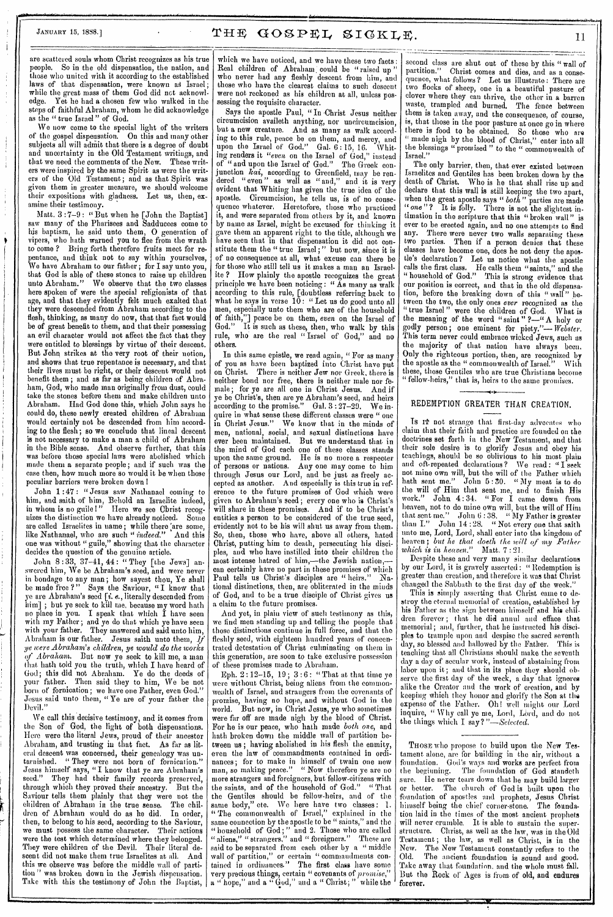are scattered souls whom Christ recognizes as his true people. So in the old dispensation, the nation, and those who united with it according to the established laws of that dispensation, were known as Israel; while the great mass of them God did not acknowledge. Yet he had a chosen few who walked in the steps of faithful Abraham, whom he did acknowledge as the "true Israel" of God.

We now come to the special light of the writers of the gospel dispensation. On this and many other subjects all will admit that there is a degree of doubt and uncertainty in the Old Testament writings, and that we need the comments of the New. These writers were inspired by the same Spirit as were the writers of the Old Testament; and as that Spirit was given them in greater measure, we should welcome their expositions with gladness. Let us, then, examine their testimony.

Matt. 3:7–9: "But when he [John the Baptist] saw many of the Pharisees and Sadducees come to his baptism, he said unto them, O generation of vipers, who hath warned you to flee from the wrath to come? Bring forth therefore fruits meet for repentance, and think not to say within yourselves, We have Abraham to our father; for I say unto you, that God is able of these stones to raise up children unto Abraham." We observe that the two classes here spoken of were the special religionists of that age, and that they evidently felt much exalted that they were descended from Abraham according to the flesh, thinking, as many do now, that that fact would be of great benefit to them, and that their possessing an evil character would not affect the fact that they were entitled to blessings by virtue of their descent. But John strikes at the very root of their notion, and shows that true repentance is necessary, and that their lives must be right, or their descent would not benefit them; and as far as being children of Abraham, God, who made man originally from dust, could take the stones before them and make children unto Abraham. Had God done this, which John says he could do, these newly created children of Abraham would certainly not be descended from him according to the flesh; so we conclude that lineal descent is not necessary to make a man a child of Abraham in the Bible sense. And observe further, that this was before those special laws were abolished which made them a separate people; and if such was the case then, how much more so would it be when those peculiar barriers were broken down!

John 1:47: "Jesus saw Nathanael coming to him, and saith of him, Behold an Israelite indeed, in whom is no guile!" Here we see Christ recognizes the distinction we have already noticed. Some are called Israelites in name; while there are some, like Nathanael, who are such "*indeed*." And this one was without "guile," showing that the character decides the question of the genuine article.

John 8:33, 37–41, 44: "They [the Jews] answered him, We be Abraham's seed, and were never in bondage to any man; how sayest thou, Ye shall be made free?" Says the Saviour, "I know that ye are Abraham's seed [*i. e.*, literally descended from him]; but ye seek to kill me, because my word hath no place in you. I speak that which I have seen with my Father; and ye do that which ye have seen with your father. They answered and said unto him, Abraham is our father. Jesus saith unto them, *If ye were Abraham's children, ye would do the works of Abraham.* But now ye seek to kill me, a man that hath told you the truth, which I have heard of God; this did not Abraham. Ye do the deeds of your father. Then said they to him, We be not born of fornication; we have one Father, even God." Jesus said unto them, "Ye are of your father the Devil."

We call this decisive testimony, and it comes from the Son of God, the light of both dispensations. Here were the literal Jews, proud of their ancestor Abraham, and trusting in that fact. As far as literal descent was concerned, their genealogy was untarnished. "They were not born of fornication." Jesus himself says, "I know that ye are Abraham's seed." They had their family records preserved, through which they proved their ancestry. But the Saviour tells them plainly that they were not the children of Abraham in the true sense. The children of Abraham would do as he did. In order, then, to belong to his seed, according to the Saviour, we must possess the same character. Their actions were the test which determined where they belonged. They were children of the Devil. Their literal descent did not make them true Israelites at all. And this we observe was before the middle wall of partition" was broken down in the Jewish dispensation. Take with this the testimony of John the Baptist, which we have noticed, and we have these two facts: Real children of Abraham could be "raised up" who never had any fleshly descent from him, and those who have the clearest claims to such descent were not reckoned as his children at all, unless possessing the requisite character.

Says the apostle Paul, "In Christ Jesus neither circumcision availeth anything, nor uncircumcision, but a new creature. And as many as walk according to this rule, peace be on them, and mercy, and upon the Israel of God." Gal. 6:15, 16. Whiting renders it "*even* on the Israel of God," instead of "and upon the Israel of God." The Greek conjunction *kai*, according to Greenfield, may be rendered "even" as well as "and," and it is very evident that Whiting has given the true idea of the apostle. Circumcision, he tells us, is of no consequence whatever. Heretofore, those who practiced it, and were separated from others by it, and known by name as Israel, might be excused for thinking it gave them an apparent right to the title, although we have seen that in that dispensation it did not constitute them the "true Israel;" but now, since it is of no consequence at all, what excuse can there be for those who still tell us it makes a man an Israelite? How plainly the apostle recognizes the great principle we have been noticing: "As many as walk according to this rule, [doubtless referring back to what he says in verse 10: "Let us do good unto all men, especially unto them who are of the household of faith,"] peace be on them, *even* on the Israel of God." It is such as these, then, who walk by this rule, who are the real "Israel of God," and no others.

In this same epistle, we read again, "For as many of you as have been baptized into Christ have put on Christ. There is neither Jew nor Greek, there is neither bond nor free, there is neither male nor female; for ye are all one in Christ Jesus. And if ye be Christ's, then are ye Abraham's seed, and heirs according to the promise." Gal. 3:27–29. We inquire in what sense these different classes were "one in Christ Jesus." We know that in the minds of men, national, social, and sexual distinctions have ever been maintained. But we understand that in the mind of God each one of these classes stands upon the same ground. He is no more a respecter of persons or nations. Any one may come to him through Jesus our Lord, and be just as freely accepted as another. And especially is this true in reference to the future promises of God which were given to Abraham's seed; every one who is Christ's will share in these promises. And if to be Christ's entitles a person to be considered of the true seed, evidently not to be his will shut us away from them. So, then, those who have, above all others, hated Christ, putting him to death, persecuting his disciples, and who have instilled into their children the most intense hatred of him,—the Jewish nation,—can certainly have no part in these promises of which Paul tells us Christ's disciples are "heirs." National distinctions, then, are obliterated in the minds of God, and to be a true disciple of Christ gives us a claim to the future promises.

And yet, in plain view of such testimony as this, we find men standing up and telling the people that those distinctions continue in full force, and that the fleshly seed, with eighteen hundred years of concentrated detestation of Christ culminating on them in this generation, are soon to take exclusive possession of these promises made to Abraham.

Eph. 2:12–15, 19; 3:6: "That at that time ye were without Christ, being aliens from the commonwealth of Israel, and strangers from the covenants of promise, having no hope, and without God in the world. But now, in Christ Jesus, ye who sometimes were far off are made nigh by the blood of Christ. For he is our peace, who hath made *both one*, and hath broken down the middle wall of partition between us; having abolished in his flesh the enmity, even the law of commandments contained in ordinances; for to make in himself of twain one new man, so making peace." "Now therefore ye are no more strangers and foreigners, but fellow-citizens with the saints, and of the household of God." "That the Gentiles should be fellow-heirs, and of the same body," etc. We here have two classes: 1. "The commonwealth of Israel," explained in the same connection by the apostle to be "saints," and the "household of God;" and 2. Those who are called "aliens," "strangers," and "foreigners." These are said to be separated from each other by a "middle wall of partition," or certain "commandments contained in ordinances." The first class have some very precious things, certain "covenants of *promise*," a "hope," and a "God," and a "Christ;" while the second class are shut out of these by this "wall of partition." Christ comes and dies, and as a consequence, what follows? Let us illustrate: There are two flocks of sheep, one in a beautiful pasture of clover where they can thrive, the other in a barren waste, trampled and burned. The fence between them is taken away, and the consequence, of course, is, that those in the poor pasture at once go in where there is food to be obtained. So those who are "made nigh by the blood of Christ," enter into all the blessings "promised" to the "commonwealth of Israel."

The only barrier, then, that ever existed between Israelites and Gentiles has been broken down by the death of Christ. Who is he that shall rise up and declare that this wall is still keeping the two apart, when the great apostle says "*both*" parties are made "*one*"? It is folly. There is not the slightest intimation in the scripture that this "broken wall" is ever to be erected again, and no one attempts to find any. There were never two walls separating these two parties. Then if a person denies that these classes have become one, does he not deny the apostle's declaration? Let us notice what the apostle calls the first class. He calls them "saints," and the "household of God." This is strong evidence that our position is correct, and that in the old dispensation, before the breaking down of this "wall" between the two, the only ones *ever* recognized as the "true Israel" were the children of God. What is the meaning of the word "saint"?—"A holy or godly person; one eminent for piety."—*Webster*. This term never could embrace wicked Jews, such as the majority of that nation have always been. Only the righteous portion, then, are recognized by the apostle as the "commonwealth of Israel." With these, those Gentiles who are true Christians become "fellow-heirs," that is, heirs to the same promises.

## REDEMPTION GREATER THAN CREATION.

Is it not strange that first-day advocates who claim that their faith and practice are founded on the doctrines set forth in the New Testament, and that their sole desire is to glorify Jesus and obey his teachings, should be so oblivious to his most plain and oft-repeated declarations? We read: "I seek not mine own will, but the will of the Father which hath sent me." John 5:30. "My meat is to do the will of Him that sent me, and to finish His work." John 4:34. "For I came down from heaven, not to do mine own will, but the will of Him that sent me." John 6:38. "My Father is greater than I." John 14:28. "Not every one that saith unto me, Lord, Lord, shall enter into the kingdom of heaven; *but he that doeth the will of my Father which is in heaven.*" Matt. 7:21.

Despite these and very many similar declarations by our Lord, it is gravely asserted: "Redemption is greater than creation, and therefore it was that Christ changed the Sabbath to the first day of the week."

This is simply asserting that Christ came to destroy the eternal memorial of creation, established by his Father as the sign between himself and his children forever; that he did annul and efface that memorial; and, further, that he instructed his disciples to trample upon and despise the sacred seventh day, so blessed and hallowed by the Father. This is teaching that all Christians should make the seventh day a day of secular work, instead of abstaining from labor upon it; and that in its place they should observe the first day of the week, a day that ignores alike the Creator and the work of creation, and by keeping which they honor and glorify the Son at the expense of the Father. Oh! well might our Lord inquire, "Why call ye me, Lord, Lord, and do not the things which I say?"—*Selected.*

---

Those who propose to build upon the New Testament alone, are for building in the air, without a foundation. God's ways and works are perfect from the beginning. The foundation of God standeth sure. He never tears down that he may build larger or better. The church of God is built upon the foundation of apostles and prophets, Jesus Christ himself being the chief corner-stone. The foundation laid in the times of the most ancient prophets will never crumble. It is able to sustain the superstructure. Christ, as well as the law, was in the Old Testament; the law, as well as Christ, is in the New. The New Testament constantly refers to the Old. The ancient foundation is sound and good. Take away that foundation, and the whole must fall. But the Rock of Ages is from of old, and endures forever.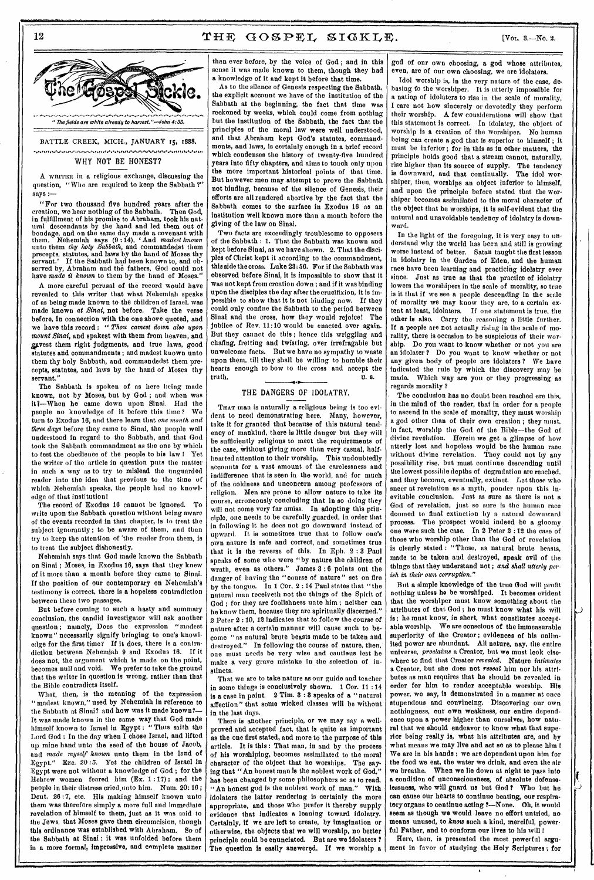*"The fields are white already to harvest."—John 4:35.*

BATTLE CREEK, MICH., JANUARY 15, 1888.

## WHY NOT BE HONEST?

A WRITER in a religious exchange, discussing the question, "Who are required to keep the Sabbath?" says:—

"For two thousand five hundred years after the creation, we hear nothing of the Sabbath. Then God, in fulfillment of his promise to Abraham, took his natural descendants by the hand and led them out of bondage, and on the same day made a covenant with them. Nehemiah says (9:14), 'And *madest known* unto them *thy holy Sabbath*, and commandedst them precepts, statutes, and laws by the hand of Moses thy servant.' If the Sabbath had been known to, and observed by, Abraham and the fathers, God could not have *made it known* to them by the hand of Moses."

A more careful perusal of the record would have revealed to this writer that what Nehemiah speaks of as being made known to the children of Israel, was made known *at Sinai*, not before. Take the verse before, in connection with the one above quoted, and we have this record: "*Thou camest down also upon mount Sinai*, and spakest with them from heaven, and gavest them right judgments, and true laws, good statutes and commandments; and madest known unto them thy holy Sabbath, and commandedst them precepts, statutes, and laws by the hand of Moses thy servant."

The Sabbath is spoken of as here being made known, not by Moses, but by God; and when was it?—When he came down upon Sinai. Had the people no knowledge of it before this time? We turn to Exodus 16, and there learn that *one month and three days* before they came to Sinai, the people well understood in regard to the Sabbath, and that God took the Sabbath commandment as the one by which to test the obedience of the people to his law! Yet the writer of the article in question puts the matter in such a way as to try to mislead the unguarded reader into the idea that previous to the time of which Nehemiah speaks, the people had no knowledge of that institution!

The record of Exodus 16 cannot be ignored. To write upon the Sabbath question without being aware of the events recorded in that chapter, is to treat the subject ignorantly; to be aware of them, and then try to keep the attention of the reader from them, is to treat the subject dishonestly.

Nehemiah says that God made known the Sabbath on Sinai; Moses, in Exodus 16, says that they knew of it more than a month before they came to Sinai. If the position of our contemporary on Nehemiah's testimony is correct, there is a hopeless contradiction between these two passages.

But before coming to such a hasty and summary conclusion, the candid investigator will ask another question; namely, Does the expression "madest known" necessarily signify bringing to one's knowledge for the first time? If it does, there is a contradiction between Nehemiah 9 and Exodus 16. If it does not, the argument which is made on the point, becomes null and void. We prefer to take the ground that the writer in question is wrong, rather than that the Bible contradicts itself.

What, then, is the meaning of the expression "madest known," used by Nehemiah in reference to the Sabbath at Sinai? and how was it made known?—It was made known in the same way that God made himself known to Israel in Egypt: "Thus saith the Lord God: In the day when I chose Israel, and lifted up mine hand unto the seed of the house of Jacob, and *made myself known* unto them in the land of Egypt." Eze. 20:5. Yet the children of Israel in Egypt were not without a knowledge of God; for the Hebrew women feared him (Ex. 1:17); and the people in their distress cried unto him. Num. 20:16; Deut. 26:7, etc. His making himself known unto them was therefore simply a more full and immediate revelation of himself to them, just as it was said to the Jews, that Moses gave them circumcision, though this ordinance was established with Abraham. So of the Sabbath at Sinai; it was unfolded before them in a more formal, impressive, and complete manner than ever before, by the voice of God; and in this sense it was made known to them, though they had a knowledge of it and kept it before that time.

As to the silence of Genesis respecting the Sabbath, the explicit account we have of the institution of the Sabbath at the beginning, the fact that time was reckoned by weeks, which could come from nothing but the institution of the Sabbath, the fact that the principles of the moral law were well understood, and that Abraham kept God's statutes, commandments, and laws, is certainly enough in a brief record which condenses the history of twenty-five hundred years into fifty chapters, and aims to touch only upon the more important historical points of that time. But however men may attempt to prove the Sabbath not binding, because of the silence of Genesis, their efforts are all rendered abortive by the fact that the Sabbath comes to the surface in Exodus 16 as an institution well known more than a month before the giving of the law on Sinai.

Two facts are exceedingly troublesome to opposers of the Sabbath: 1. That the Sabbath was known and kept before Sinai, as we have shown. 2. That the disciples of Christ kept it according to the commandment, this side the cross. Luke 23:56. For if the Sabbath was observed before Sinai, it is impossible to show that it was not kept from creation down; and if it was binding upon the disciples the day after the crucifixion, it is impossible to show that it is not binding now. If they could only confine the Sabbath to the period between Sinai and the cross, how they would rejoice! The jubilee of Rev. 11:10 would be enacted over again. But they cannot do this; hence this wriggling and chafing, fretting and twisting, over irrefragable but unwelcome facts. But we have no sympathy to waste upon them, till they shall be willing to humble their hearts enough to bow to the cross and accept the truth.

U. S.

## THE DANGERS OF IDOLATRY.

THAT man is naturally a religious being is too evident to need demonstrating here. Many, however, take it for granted that because of this natural tendency of mankind, there is little danger but they will be sufficiently religious to meet the requirements of the case, without giving more than very casual, half-hearted attention to their worship. This undoubtedly accounts for a vast amount of the carelessness and indifference that is seen in the world, and for much of the coldness and unconcern among professors of religion. Men are prone to allow nature to take its course, erroneously concluding that in so doing they will not come very far amiss. In adopting this principle, one needs to be carefully guarded, in order that in following it he does not go downward instead of upward. It is sometimes true that to follow one's own nature is safe and correct, and sometimes true that it is the reverse of this. In Eph. 2:3 Paul speaks of some who were "by nature the children of wrath, even as others." James 3:6 points out the danger of having the "course of nature" set on fire by the tongue. In 1 Cor. 2:14 Paul states that "the natural man receiveth not the things of the Spirit of God; for they are foolishness unto him; neither can he know them, because they are spiritually discerned." 2 Peter 2:10, 12 indicates that to follow the course of nature after a certain manner will cause such to become "as natural brute beasts made to be taken and destroyed." In following the course of nature, then, one must needs be very wise and cautious lest he make a very grave mistake in the selection of instincts.

That we are to take nature as our guide and teacher in some things is conclusively shown. 1 Cor. 11:14 is a case in point. 2 Tim. 3:3 speaks of a "natural affection" that some wicked classes will be without in the last days.

There is another principle, or we may say a well-proved and accepted fact, that is quite as important as the one first stated, and more to the purpose of this article. It is this: That man, in and by the process of his worshiping, becomes assimilated to the moral character of the object that he worships. The saying that "An honest man is the noblest work of God," has been changed by some philosophers so as to read, "An honest god is the noblest work of man." With idolaters the latter rendering is certainly the more appropriate, and those who prefer it thereby supply evidence that indicates a leaning toward idolatry. Certainly, if we are left to create, by imagination or otherwise, the objects that we will worship, no better principle could be enunciated. But are we idolaters? The question is easily answered. If we worship a god of our own choosing, a god whose attributes, even, are of our own choosing, we are idolaters.

Idol worship is, in the very nature of the case, debasing to the worshiper. It is utterly impossible for a nation of idolaters to rise in the scale of morality, I care not how sincerely or devotedly they perform their worship. A few considerations will show that this statement is correct. In idolatry, the object of worship is a creation of the worshiper. No human being can create a god that is superior to himself; it must be inferior; for in this as in other matters, the principle holds good that a stream cannot, naturally, rise higher than its source of supply. The tendency is downward, and that continually. The idol worshiper, then, worships an object inferior to himself, and upon the principle before stated that the worshiper becomes assimilated to the moral character of the object that he worships, it is self-evident that the natural and unavoidable tendency of idolatry is downward.

In the light of the foregoing, it is very easy to understand why the world has been and still is growing worse instead of better. Satan taught the first lesson in idolatry in the Garden of Eden, and the human race have been learning and practicing idolatry ever since. Just as true as that the practice of idolatry lowers the worshipers in the scale of morality, so true is it that if we see a people descending in the scale of morality we may know they are, to a certain extent at least, idolaters. If one statement is true, the other is also. Carry the reasoning a little further. If a people are not actually rising in the scale of morality, there is occasion to be suspicious of their worship. Do you want to know whether or not you are an idolater? Do you want to know whether or not any given body of people are idolaters? We have indicated the rule by which the discovery may be made. Which way are you or they progressing as regards morality?

The conclusion has no doubt been reached ere this, in the mind of the reader, that in order for a people to ascend in the scale of morality, they must worship a god other than of their own creation; they must, in fact, worship the God of the Bible—the God of divine revelation. Herein we get a glimpse of how utterly lost and hopeless would be the human race without divine revelation. They could not by any possibility rise, but must continue descending until the lowest possible depths of degradation are reached, and they become, eventually, extinct. Let those who sneer at revelation as a myth, ponder upon this inevitable conclusion. Just as sure as there is not a God of revelation, just so sure is the human race doomed to final extinction by a natural downward process. The prospect would indeed be a gloomy one were such the case. In 2 Peter 2:12 the case of those who worship other than the God of revelation is clearly stated: "These, as natural brute beasts, made to be taken and destroyed, speak evil of the things that they understand not; *and shall utterly perish in their own corruption.*"

But a simple knowledge of the true God will profit nothing unless he be worshiped. It becomes evident that the worshiper must know something about the attributes of that God; he must know what his will is; he must know, in short, what constitutes acceptable worship. We are conscious of the immeasurable superiority of the Creator; evidences of his unlimited power are abundant. All nature, nay, the entire universe, *proclaims* a Creator, but we must look elsewhere to find that Creator *revealed*. Nature *intimates* a Creator, but she does not *reveal* him nor his attributes as man requires that he should be revealed in order for him to render acceptable worship. His power, we say, is demonstrated in a manner at once stupendous and convincing. Discovering our own nothingness, our own weakness, our entire dependence upon a power higher than ourselves, how natural that we should endeavor to know what that superior being really is, what his attributes are, and by what means we may live and act so as to please him! We are in his hands; we are dependent upon him for the food we eat, the water we drink, and even the air we breathe. When we lie down at night to pass into a condition of unconsciousness, of absolute defenselessness, who will guard us but God? Who but he can cause our hearts to continue beating, our respiratory organs to continue acting?—None. Oh, it would seem as though we would leave no effort untried, no means unused, to *know* such a kind, merciful, powerful Father, and to conform our lives to his will!

Here, then, is presented the most powerful argument in favor of studying the Holy Scriptures; for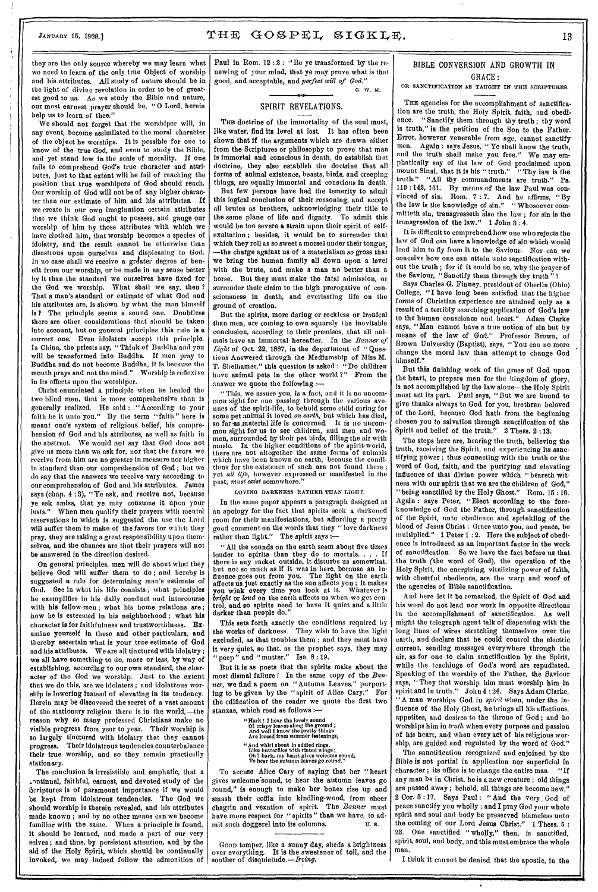they are the only source whereby we may learn what we need to learn of the only true Object of worship and his attributes. All study of nature should be in the light of divine revelation in order to be of greatest good to us. As we study the Bible and nature, our most earnest prayer should be, "O Lord, herein help us to learn of thee."

We should not forget that the worshiper will, in any event, become assimilated to the moral character of the object he worships. It is possible for one to know of the true God, and even to study the Bible, and yet stand low in the scale of morality. If one fails to comprehend God's true character and attributes, just to that extent will he fail of reaching the position that true worshipers of God should reach. Our worship of God will not be of any higher character than our estimate of him and his attributes. If we create in our own imagination certain attributes that we think God ought to possess, and gauge our worship of him by those attributes with which we have clothed him, that worship becomes a species of idolatry, and the result cannot be otherwise than disastrous upon ourselves and displeasing to God. In no case shall we receive a greater degree of benefit from our worship, or be made in any sense better by it than the standard we ourselves have fixed for the God we worship. What shall we say, then? That a man's standard or estimate of what God and his attributes are, is shown by what the man himself is? The principle seems a sound one. Doubtless there are other considerations that should be taken into account, but on general principles this rule is a *correct one*. Even idolaters accept this principle. In China, the priests say, "Think of Buddha and you will be transformed into Buddha. If men pray to Buddha and do not become Buddha, it is because the mouth prays and not the mind." Worship is reflexive in its effects upon the worshiper.

Christ enunciated a principle when he healed the two blind men, that is more comprehensive than is generally realized. He said: "According to your faith be it unto you." By the term "faith" here is meant one's system of religious belief, his comprehension of God and his attributes, as well as faith in the abstract. We would not say that God does not give us more than we ask for, nor that the favors we receive from him are no greater in measure nor higher in standard than our comprehension of God; but we do say that the answers we receive vary according to our comprehension of God and his attributes. James says (chap. 4:3), "Ye ask, and receive not, because ye ask amiss, that ye may consume it upon your lusts." When men qualify their prayers with mental reservations in which is suggested the use the Lord will suffer them to make of the favors for which they pray, they are taking a great responsibility upon themselves, and the chances are that their prayers will not be answered in the direction desired.

On general principles, men will do about what they believe God will suffer them to do; and hereby is suggested a rule for determining man's estimate of God. See in what his life consists; what principles he exemplifies in his daily conduct and intercourse with his fellow-men; what his home relations are; how he is esteemed in his neighborhood; what his character is for faithfulness and trustworthiness. Examine yourself in these and other particulars, and thereby ascertain what is your true estimate of God and his attributes. We are all tinctured with idolatry; we all have something to do, more or less, by way of establishing, according to our own standard, the character of the God we worship. Just to the extent that we do this, are we idolaters; and idolatrous worship is lowering instead of elevating in its tendency. Herein may be discovered the secret of a vast amount of the stationary religion there is in the world,—the reason why so many professed Christians make no visible progress from year to year. Their worship is so largely tinctured with idolatry that they cannot progress. Their idolatrous tendencies counterbalance their true worship, and so they remain practically stationary.

The conclusion is irresistible and emphatic, that a continual, faithful, earnest, and devoted study of the Scriptures is of paramount importance if we would be kept from idolatrous tendencies. The God we should worship is therein revealed, and his attributes made known; and by no other means can we become familiar with the same. When a principle is found, it should be learned, and made a part of our very selves; and thus, by persistent attention, and by the aid of the Holy Spirit, which should be continually invoked, we may indeed follow the admonition of Paul in Rom. 12:2: "Be ye transformed by the renewing of your mind, that ye may prove what is that good, and acceptable, and *perfect will of God.*"

G. W. M.

## SPIRIT REVELATIONS.

The doctrine of the immortality of the soul must, like water, find its level at last. It has often been shown that if the arguments which are drawn either from the Scriptures or philosophy to prove that man is immortal and conscious in death, do establish that doctrine, they also establish the doctrine that all forms of animal existence, beasts, birds, and creeping things, are equally immortal and conscious in death.

But few persons have had the temerity to admit this logical conclusion of their reasoning, and accept all brutes as brothers, acknowledging their title to the same plane of life and dignity. To admit this would be too severe a strain upon their spirit of self-exaltation; besides, it would be to surrender that which they roll as so sweet a morsel under their tongue, —the charge against us of a materialism so gross that we bring the human family all down upon a level with the brute, and make a man no better than a horse. But they must make the fatal admission, or surrender their claim to the high prerogative of consciousness in death, and everlasting life on the ground of creation.

But the spirits, more daring or reckless or ironical than men, are coming to own squarely the inevitable conclusion, according to their premises, that all animals have an immortal hereafter. In the *Banner of Light* of Oct. 22, 1887, in the department of "Questions Answered through the Mediumship of Miss M. T. Shelhamer," this question is asked: "Do children have animal pets in the other world?" From the answer we quote the following:—

"This, we assure you, is a fact, and it is no uncommon sight for one passing through the various avenues of the spirit-life, to behold some child caring for some pet animal it loved *on earth*, but which has died, so far as material life is concerned. It is no uncommon sight for us to see children, and men and women, surrounded by their pet birds, filling the air with music. In the higher conditions of the spirit-world, there are not altogether the same forms of animals which have been known on earth, because the conditions for the existence of such are not found there; yet *all life*, however expressed or manifested in the past, *must exist* somewhere."

LOVING DARKNESS RATHER THAN LIGHT.

In the same paper appears a paragraph designed as an apology for the fact that spirits seek a darkened room for their manifestations, but affording a pretty good comment on the words that they "love darkness rather than light." The spirit says:—

"All the sounds on the earth seem about five times louder to spirits than they do to mortals. . . . If there is any racket outside, it disturbs us somewhat, but not so much as if it was in here, because an influence goes out from you. The light on the earth affects us just exactly as the sun affects you; it makes you wink every time you look at it. Whatever is *bright* or *loud* on the earth affects us when we get control, and so spirits need to have it quiet and a little darker than people do."

This sets forth exactly the conditions required by the works of darkness. They wish to have the light excluded, as that troubles them; and they must have it very quiet, so that, as the prophet says, they may "peep" and "mutter." Isa. 8:19.

But it is as poets that the spirits make about the most dismal failure! In the same copy of the *Banner*, we find a poem on "Autumn Leaves," purporting to be given by the "spirit of Alice Cary." For the edification of the reader we quote the first two stanzas, which read as follows:—

> "Hark! I hear the lovely sound
> Of crispy leaves along the ground;
> And well I know the pretty things
> Are loosed from summer fastenings,
>
> "And whirl about in eddied rings,
> Like butterflies with tinted wings;
> Oh! hark, my heart gives welcome sound,
> To hear the autumn leaves go round."

To accuse Alice Cary of saying that her "heart gives welcome sound, to hear the autumn leaves go round," is enough to make her bones rise up and smash their coffin into kindling-wood, from sheer chagrin and vexation of spirit. The *Banner* must have more respect for "spirits" than we have, to admit such doggerel into its columns.

U. S.

---

Good temper, like a sunny day, sheds a brightness over everything. It is the sweetener of toil, and the soother of disquietude.—*Irving.*

## BIBLE CONVERSION AND GROWTH IN GRACE:

### OR SANCTIFICATION AS TAUGHT IN THE SCRIPTURES.

The agencies for the accomplishment of sanctification are the truth, the Holy Spirit, faith, and obedience. "Sanctify them through thy truth; thy word is truth," is the petition of the Son to the Father. Error, however venerable from age, cannot sanctify men. Again: says Jesus, "Ye shall know the truth, and the truth shall make you free." We may emphatically say of the law of God proclaimed upon mount Sinai, that it is his "truth." "Thy law is the truth." "All thy commandments are truth." Ps. 119:142, 151. By means of the law Paul was convinced of sin. Rom. 7:7. And he affirms, "By the law is the knowledge of sin." "Whosoever committeth sin, transgresseth also the law; for sin is the transgression of the law." 1 John 3:4.

It is difficult to comprehend how one who rejects the law of God can have a knowledge of sin which would lead him to fly from it to the Saviour. Nor can we conceive how one can attain unto sanctification without the truth; for if it could be so, why the prayer of the Saviour, "Sanctify them through thy truth"?

Says Charles G. Finney, president of Oberlin (Ohio) College, "I have long been satisfied that the higher forms of Christian experience are attained only as a result of a terribly searching application of God's law to the human conscience and heart." Adam Clarke says, "Man cannot have a true notion of sin but by means of the law of God." Professor Brown, of Brown University (Baptist), says, "You can no more change the moral law than attempt to change God himself."

But this finishing work of the grace of God upon the heart, to prepare men for the kingdom of glory, is not accomplished by the law alone—the Holy Spirit must act its part. Paul says, "But we are bound to give thanks always to God for you, brethren beloved of the Lord, because God hath from the beginning chosen you to salvation through sanctification of the Spirit and belief of the truth." 2 Thess. 2:13.

The steps here are, hearing the truth, believing the truth, receiving the Spirit, and experiencing its sanctifying power; thus connecting with the truth or the word of God, faith, and the purifying and elevating influence of that divine power which "beareth witness with our spirit that we are the children of God," "being sanctified by the Holy Ghost." Rom. 15:16. Again: says Peter, "Elect according to the foreknowledge of God the Father, through sanctification of the Spirit, unto obedience and sprinkling of the blood of Jesus Christ: Grace unto you, and peace, be multiplied." 1 Peter 1:2. Here the subject of obedience is introduced as an important factor in the work of sanctification. So we have the fact before us that the truth (the word of God), the operation of the Holy Spirit, the energizing, vitalizing power of faith, with cheerful obedience, are the warp and woof of the agencies of Bible sanctification.

And here let it be remarked, the Spirit of God and his word do not lead nor work in opposite directions in the accomplishment of sanctification. As well might the telegraph agent talk of dispensing with the long lines of wires stretching themselves over the earth, and declare that he could control the electric current, sending messages everywhere through the air, as for one to claim sanctification by the Spirit, while the teachings of God's word are repudiated. Speaking of the worship of the Father, the Saviour says, "They that worship him must worship him in spirit and in truth." John 4:24. Says Adam Clarke, "A man worships God in *spirit* when, under the influence of the Holy Ghost, he brings all his affections, appetites, and desires to the throne of God; and he worships him in *truth* when every purpose and passion of his heart, and when every act of his religious worship, are guided and regulated by the word of God."

The sanctification recognized and enjoined by the Bible is not partial in application nor superficial in character; its office is to change the entire man. "If any man be in Christ, he is a new creature; old things are passed away; behold, all things are become new." 2 Cor. 5:17. Says Paul: "And the very God of peace sanctify you wholly; and I pray God your whole spirit and soul and body be preserved blameless unto the coming of our Lord Jesus Christ." 1 Thess. 5:23. One sanctified "wholly," then, is sanctified, spirit, soul, and body, and this must embrace the whole man.

I think it cannot be denied that the apostle, in the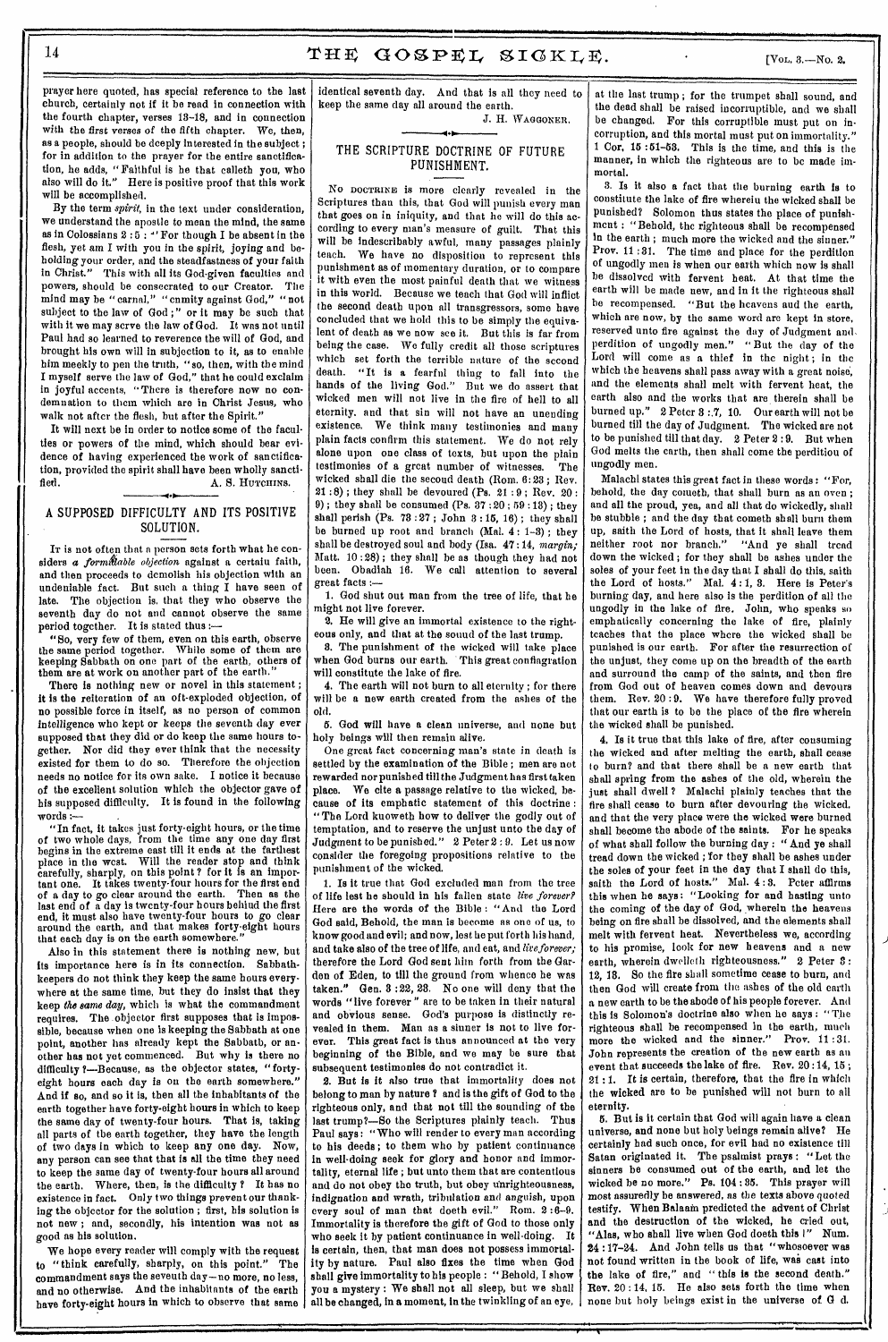prayer here quoted, has special reference to the last church, certainly not if it be read in connection with the fourth chapter, verses 13-18, and in connection with the first verses of the fifth chapter. We, then, as a people, should be deeply interested in the subject; for in addition to the prayer for the entire sanctification, he adds, "Faithful is he that calleth you, who also will do it." Here is positive proof that this work will be accomplished.

By the term *spirit*, in the text under consideration, we understand the apostle to mean the mind, the same as in Colossians 2:5: "For though I be absent in the flesh, yet am I with you in the spirit, joying and beholding your order, and the steadfastness of your faith in Christ." This with all its God-given faculties and powers, should be consecrated to our Creator. The mind may be "carnal," "enmity against God," "not subject to the law of God;" or it may be such that with it we may serve the law of God. It was not until Paul had so learned to reverence the will of God, and brought his own will in subjection to it, as to enable him meekly to pen the truth, "so, then, with the mind I myself serve the law of God," that he could exclaim in joyful accents, "There is therefore now no condemnation to them which are in Christ Jesus, who walk not after the flesh, but after the Spirit."

It will next be in order to notice some of the faculties or powers of the mind, which should bear evidence of having experienced the work of sanctification, provided the spirit shall have been wholly sanctified.

A. S. HUTCHINS.

## A SUPPOSED DIFFICULTY AND ITS POSITIVE SOLUTION.

IT is not often that a person sets forth what he considers *a formidable objection* against a certain faith, and then proceeds to demolish his objection with an undeniable fact. But such a thing I have seen of late. The objection is, that they who observe the seventh day do not and cannot observe the same period together. It is stated thus:—

"So, very few of them, even on this earth, observe the same period together. While some of them are keeping Sabbath on one part of the earth, others of them are at work on another part of the earth."

There is nothing new or novel in this statement; it is the reiteration of an oft-exploded objection, of no possible force in itself, as no person of common intelligence who kept or keeps the seventh day ever supposed that they did or do keep the same hours together. Nor did they ever think that the necessity existed for them to do so. Therefore the objection needs no notice for its own sake. I notice it because of the excellent solution which the objector gave of his supposed difficulty. It is found in the following words:—

"In fact, it takes just forty-eight hours, or the time of two whole days, from the time any one day first begins in the extreme east till it ends at the farthest place in the west. Will the reader stop and think carefully, sharply, on this point? for it is an important one. It takes twenty-four hours for the first end of a day to go clear around the earth. Then as the last end of a day is twenty-four hours behind the first end, it must also have twenty-four hours to go clear around the earth, and that makes forty-eight hours that each day is on the earth somewhere."

Also in this statement there is nothing new, but its importance here is in its connection. Sabbath-keepers do not think they keep the same hours everywhere at the same time, but they do insist that they keep *the same day*, which is what the commandment requires. The objector first supposes that is impossible, because when one is keeping the Sabbath at one point, another has already kept the Sabbath, or another has not yet commenced. But why is there no difficulty?—Because, as the objector states, "forty-eight hours each day is on the earth somewhere." And if so, and so it is, then all the inhabitants of the earth together have forty-eight hours in which to keep the same day of twenty-four hours. That is, taking all parts of the earth together, they have the length of two days in which to keep any one day. Now, any person can see that that is all the time they need to keep the same day of twenty-four hours all around the earth. Where, then, is the difficulty? It has no existence in fact. Only two things prevent our thanking the objector for the solution; first, his solution is not new; and, secondly, his intention was not as good as his solution.

We hope every reader will comply with the request to "think carefully, sharply, on this point." The commandment says the seventh day—no more, no less, and no otherwise. And the inhabitants of the earth have forty-eight hours in which to observe that same identical seventh day. And that is all they need to keep the same day all around the earth.

J. H. WAGGONER.

## THE SCRIPTURE DOCTRINE OF FUTURE PUNISHMENT.

NO DOCTRINE is more clearly revealed in the Scriptures than this, that God will punish every man that goes on in iniquity, and that he will do this according to every man's measure of guilt. That this will be indescribably awful, many passages plainly teach. We have no disposition to represent this punishment as of momentary duration, or to compare it with even the most painful death that we witness in this world. Because we teach that God will inflict the second death upon all transgressors, some have concluded that we hold this to be simply the equivalent of death as we now see it. But this is far from being the case. We fully credit all those scriptures which set forth the terrible nature of the second death. "It is a fearful thing to fall into the hands of the living God." But we do assert that wicked men will not live in the fire of hell to all eternity, and that sin will not have an unending existence. We think many testimonies and many plain facts confirm this statement. We do not rely alone upon one class of texts, but upon the plain testimonies of a great number of witnesses. The wicked shall die the second death (Rom. 6:23; Rev. 21:8); they shall be devoured (Ps. 21:9; Rev. 20:9); they shall be consumed (Ps. 37:20; 59:13); they shall perish (Ps. 73:27; John 3:15, 16); they shall be burned up root and branch (Mal. 4:1-3); they shall be destroyed soul and body (Isa. 47:14, *margin;* Matt. 10:28); they shall be as though they had not been. Obadiah 16. We call attention to several great facts:—

1. God shut out man from the tree of life, that he might not live forever.

2. He will give an immortal existence to the righteous only, and that at the sound of the last trump.

3. The punishment of the wicked will take place when God burns our earth. This great conflagration will constitute the lake of fire.

4. The earth will not burn to all eternity; for there will be a new earth created from the ashes of the old.

5. God will have a clean universe, and none but holy beings will then remain alive.

One great fact concerning man's state in death is settled by the examination of the Bible; men are not rewarded nor punished till the Judgment has first taken place. We cite a passage relative to the wicked, because of its emphatic statement of this doctrine: "The Lord knoweth how to deliver the godly out of temptation, and to reserve the unjust unto the day of Judgment to be punished." 2 Peter 2:9. Let us now consider the foregoing propositions relative to the punishment of the wicked.

1. Is it true that God excluded man from the tree of life lest he should in his fallen state *live forever?* Here are the words of the Bible: "And the Lord God said, Behold, the man is become as one of us, to know good and evil; and now, lest he put forth his hand, and take also of the tree of life, and eat, and *live forever;* therefore the Lord God sent him forth from the Garden of Eden, to till the ground from whence he was taken." Gen. 3:22, 23. No one will deny that the words "live forever" are to be taken in their natural and obvious sense. God's purpose is distinctly revealed in them. Man as a sinner is not to live forever. This great fact is thus announced at the very beginning of the Bible, and we may be sure that subsequent testimonies do not contradict it.

2. But is it also true that immortality does not belong to man by nature? and is the gift of God to the righteous only, and that not till the sounding of the last trump?—So the Scriptures plainly teach. Thus Paul says: "Who will render to every man according to his deeds; to them who by patient continuance in well-doing seek for glory and honor and immortality, eternal life; but unto them that are contentious and do not obey the truth, but obey unrighteousness, indignation and wrath, tribulation and anguish, upon every soul of man that doeth evil." Rom. 2:6-9. Immortality is therefore the gift of God to those only who seek it by patient continuance in well-doing. It is certain, then, that man does not possess immortality by nature. Paul also fixes the time when God shall give immortality to his people: "Behold, I show you a mystery: We shall not all sleep, but we shall all be changed, in a moment, in the twinkling of an eye, at the last trump; for the trumpet shall sound, and the dead shall be raised incorruptible, and we shall be changed. For this corruptible must put on incorruption, and this mortal must put on immortality." 1 Cor. 15:51-53. This is the time, and this is the manner, in which the righteous are to be made immortal.

3. Is it also a fact that the burning earth is to constitute the lake of fire wherein the wicked shall be punished? Solomon thus states the place of punishment: "Behold, the righteous shall be recompensed in the earth; much more the wicked and the sinner." Prov. 11:31. The time and place for the perdition of ungodly men is when our earth which now is shall be dissolved with fervent heat. At that time the earth will be made new, and in it the righteous shall be recompensed. "But the heavens and the earth, which are now, by the same word are kept in store, reserved unto fire against the day of Judgment and perdition of ungodly men." "But the day of the Lord will come as a thief in the night; in the which the heavens shall pass away with a great noise, and the elements shall melt with fervent heat, the earth also and the works that are therein shall be burned up." 2 Peter 3:7, 10. Our earth will not be burned till the day of Judgment. The wicked are not to be punished till that day. 2 Peter 2:9. But when God melts the earth, then shall come the perdition of ungodly men.

Malachi states this great fact in these words: "For, behold, the day cometh, that shall burn as an oven; and all the proud, yea, and all that do wickedly, shall be stubble; and the day that cometh shall burn them up, saith the Lord of hosts, that it shall leave them neither root nor branch." "And ye shall tread down the wicked; for they shall be ashes under the soles of your feet in the day that I shall do this, saith the Lord of hosts." Mal. 4:1, 3. Here is Peter's burning day, and here also is the perdition of all the ungodly in the lake of fire. John, who speaks so emphatically concerning the lake of fire, plainly teaches that the place where the wicked shall be punished is our earth. For after the resurrection of the unjust, they come up on the breadth of the earth and surround the camp of the saints, and then fire from God out of heaven comes down and devours them. Rev. 20:9. We have therefore fully proved that our earth is to be the place of the fire wherein the wicked shall be punished.

4. Is it true that this lake of fire, after consuming the wicked and after melting the earth, shall cease to burn? and that there shall be a new earth that shall spring from the ashes of the old, wherein the just shall dwell? Malachi plainly teaches that the fire shall cease to burn after devouring the wicked, and that the very place were the wicked were burned shall become the abode of the saints. For he speaks of what shall follow the burning day: "And ye shall tread down the wicked; for they shall be ashes under the soles of your feet in the day that I shall do this, saith the Lord of hosts." Mal. 4:3. Peter affirms this when he says: "Looking for and hasting unto the coming of the day of God, wherein the heavens being on fire shall be dissolved, and the elements shall melt with fervent heat. Nevertheless we, according to his promise, look for new heavens and a new earth, wherein dwelleth righteousness." 2 Peter 3:12, 13. So the fire shall sometime cease to burn, and then God will create from the ashes of the old earth a new earth to be the abode of his people forever. And this is Solomon's doctrine also when he says: "The righteous shall be recompensed in the earth, much more the wicked and the sinner." Prov. 11:31. John represents the creation of the new earth as an event that succeeds the lake of fire. Rev. 20:14, 15; 21:1. It is certain, therefore, that the fire in which the wicked are to be punished will not burn to all eternity.

5. But is it certain that God will again have a clean universe, and none but holy beings remain alive? He certainly had such once, for evil had no existence till Satan originated it. The psalmist prays: "Let the sinners be consumed out of the earth, and let the wicked be no more." Ps. 104:35. This prayer will most assuredly be answered, as the texts above quoted testify. When Balaam predicted the advent of Christ and the destruction of the wicked, he cried out, "Alas, who shall live when God doeth this!" Num. 24:17-24. And John tells us that "whosoever was not found written in the book of life, was cast into the lake of fire," and "this is the second death." Rev. 20:14, 15. He also sets forth the time when none but holy beings exist in the universe of God.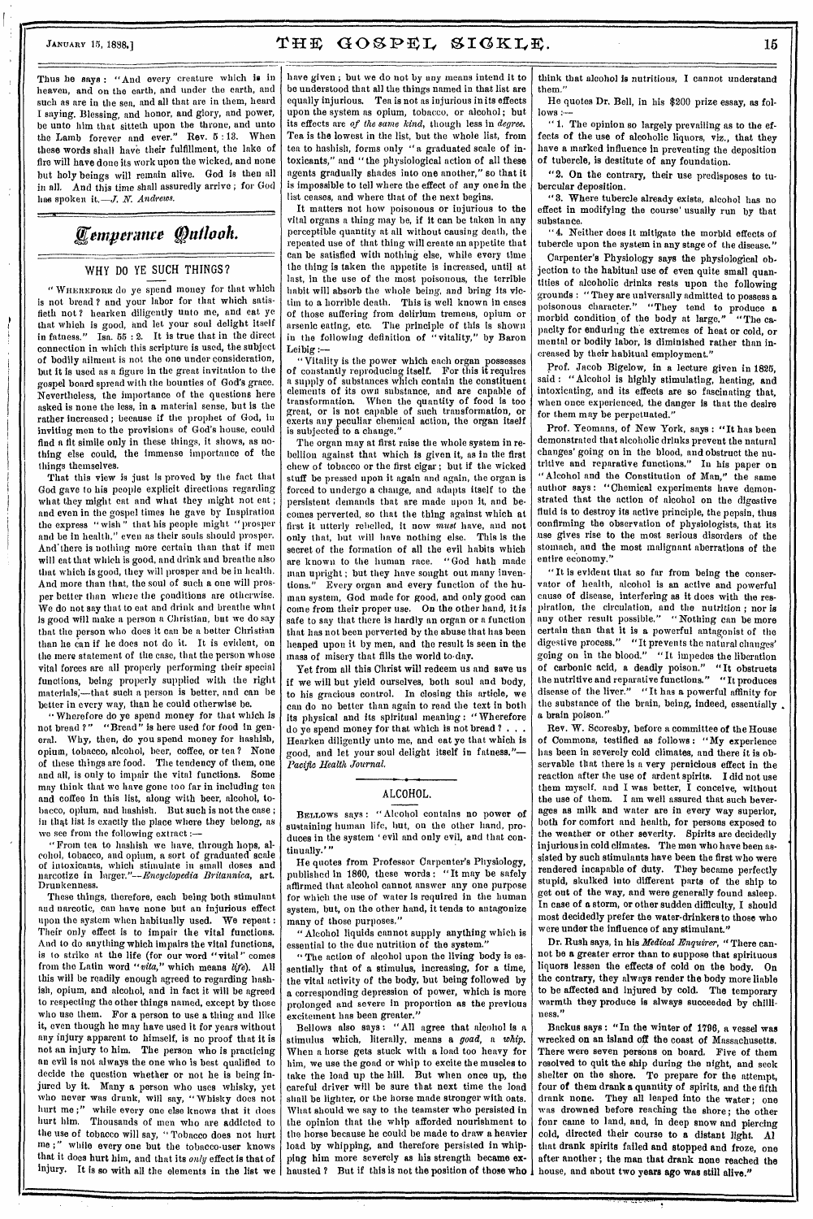Thus he says: "And every creature which is in heaven, and on the earth, and under the earth, and such as are in the sea, and all that are in them, heard I saying, Blessing, and honor, and glory, and power, be unto him that sitteth upon the throne, and unto the Lamb forever and ever." Rev. 5:13. When these words shall have their fulfillment, the lake of fire will have done its work upon the wicked, and none but holy beings will remain alive. God is then all in all. And this time shall assuredly arrive; for God has spoken it.—*J. N. Andrews.*

## Temperance Outlook.

### WHY DO YE SUCH THINGS?

"Wherefore do ye spend money for that which is not bread? and your labor for that which satisfieth not? hearken diligently unto me, and eat ye that which is good, and let your soul delight itself in fatness." Isa. 55:2. It is true that in the direct connection in which this scripture is used, the subject of bodily ailment is not the one under consideration, but it is used as a figure in the great invitation to the gospel board spread with the bounties of God's grace. Nevertheless, the importance of the questions here asked is none the less, in a material sense, but is the rather increased; because if the prophet of God, in inviting men to the provisions of God's house, could find a fit simile only in these things, it shows, as nothing else could, the immense importance of the things themselves.

That this view is just is proved by the fact that God gave to his people explicit directions regarding what they might eat and what they might not eat; and even in the gospel times he gave by Inspiration the express "wish" that his people might "prosper and be in health," even as their souls should prosper. And there is nothing more certain than that if men will eat that which is good, and drink and breathe also that which is good, they will prosper and be in health. And more than that, the soul of such a one will prosper better than where the conditions are otherwise. We do not say that to eat and drink and breathe what is good will make a person a Christian, but we do say that the person who does it can be a better Christian than he can if he does not do it. It is evident, on the mere statement of the case, that the person whose vital forces are all properly performing their special functions, being properly supplied with the right materials,—that such a person is better, and can be better in every way, than he could otherwise be.

"Wherefore do ye spend money for that which is not bread?" "Bread" is here used for food in general. Why, then, do you spend money for hashish, opium, tobacco, alcohol, beer, coffee, or tea? None of these things are food. The tendency of them, one and all, is only to impair the vital functions. Some may think that we have gone too far in including tea and coffee in this list, along with beer, alcohol, tobacco, opium, and hashish. But such is not the case; in that list is exactly the place where they belong, as we see from the following extract:—

"From tea to hashish we have, through hops, alcohol, tobacco, and opium, a sort of graduated scale of intoxicants, which stimulate in small doses and narcotize in larger."—*Encyclopedia Britannica*, art. Drunkenness.

These things, therefore, each being both stimulant and narcotic, can have none but an injurious effect upon the system when habitually used. We repeat: Their only effect is to impair the vital functions. And to do anything which impairs the vital functions, is to strike at the life (for our word "vital" comes from the Latin word "*vita*," which means *life*). All this will be readily enough agreed to regarding hashish, opium, and alcohol, and in fact it will be agreed to respecting the other things named, except by those who use them. For a person to use a thing and like it, even though he may have used it for years without any injury apparent to himself, is no proof that it is not an injury to him. The person who is practicing an evil is not always the one who is best qualified to decide the question whether or not he is being injured by it. Many a person who uses whisky, yet who never was drunk, will say, "Whisky does not hurt me;" while every one else knows that it does hurt him. Thousands of men who are addicted to the use of tobacco will say, "Tobacco does not hurt me;" while every one but the tobacco-user knows that it does hurt him, and that its *only* effect is that of injury. It is so with all the elements in the list we have given; but we do not by any means intend it to be understood that all the things named in that list are equally injurious. Tea is not as injurious in its effects upon the system as opium, tobacco, or alcohol; but its effects are *of the same kind*, though less in *degree*. Tea is the lowest in the list, but the whole list, from tea to hashish, forms only "a graduated scale of intoxicants," and "the physiological action of all these agents gradually shades into one another," so that it is impossible to tell where the effect of any one in the list ceases, and where that of the next begins.

It matters not how poisonous or injurious to the vital organs a thing may be, if it can be taken in any perceptible quantity at all without causing death, the repeated use of that thing will create an appetite that can be satisfied with nothing else, while every time the thing is taken the appetite is increased, until at last, in the use of the most poisonous, the terrible habit will absorb the whole being, and bring its victim to a horrible death. This is well known in cases of those suffering from delirium tremens, opium or arsenic eating, etc. The principle of this is shown in the following definition of "vitality," by Baron Leibig:—

"Vitality is the power which each organ possesses of constantly reproducing itself. For this it requires a supply of substances which contain the constituent elements of its own substance, and are capable of transformation. When the quantity of food is too great, or is not capable of such transformation, or exerts any peculiar chemical action, the organ itself is subjected to a change."

The organ may at first raise the whole system in rebellion against that which is given it, as in the first chew of tobacco or the first cigar; but if the wicked stuff be pressed upon it again and again, the organ is forced to undergo a change, and adapts itself to the persistent demands that are made upon it, and becomes perverted, so that the thing against which at first it utterly rebelled, it now *must* have, and not only that, but will have nothing else. This is the secret of the formation of all the evil habits which are known to the human race. "God hath made man upright; but they have sought out many inventions." Every organ and every function of the human system, God made for good, and only good can come from their proper use. On the other hand, it is safe to say that there is hardly an organ or a function that has not been perverted by the abuse that has been heaped upon it by men, and the result is seen in the mass of misery that fills the world to-day.

Yet from all this Christ will redeem us and save us if we will but yield ourselves, both soul and body, to his gracious control. In closing this article, we can do no better than again to read the text in both its physical and its spiritual meaning: "Wherefore do ye spend money for that which is not bread? . . . Hearken diligently unto me, and eat ye that which is good, and let your soul delight itself in fatness."—*Pacific Health Journal.*

### ALCOHOL.

Bellows says: "Alcohol contains no power of sustaining human life, but, on the other hand, produces in the system 'evil and only evil, and that continually.'"

He quotes from Professor Carpenter's Physiology, published in 1860, these words: "It may be safely affirmed that alcohol cannot answer any one purpose for which the use of water is required in the human system, but, on the other hand, it tends to antagonize many of those purposes."

"Alcohol liquids cannot supply anything which is essential to the due nutrition of the system."

"The action of alcohol upon the living body is essentially that of a stimulus, increasing, for a time, the vital activity of the body, but being followed by a corresponding depression of power, which is more prolonged and severe in proportion as the previous excitement has been greater."

Bellows also says: "All agree that alcohol is a stimulus which, literally, means a *goad*, a *whip*. When a horse gets stuck with a load too heavy for him, we use the goad or whip to excite the muscles to take the load up the hill. But when once up, the careful driver will be sure that next time the load shall be lighter, or the horse made stronger with oats. What should we say to the teamster who persisted in the opinion that the whip afforded nourishment to the horse because he could be made to draw a heavier load by whipping, and therefore persisted in whipping him more severely as his strength became exhausted? But if this is not the position of those who think that alcohol is nutritious, I cannot understand them."

He quotes Dr. Bell, in his $200 prize essay, as follows:—

"1. The opinion so largely prevailing as to the effects of the use of alcoholic liquors, viz., that they have a marked influence in preventing the deposition of tubercle, is destitute of any foundation.

"2. On the contrary, their use predisposes to tubercular deposition.

"3. Where tubercle already exists, alcohol has no effect in modifying the course usually run by that substance.

"4. Neither does it mitigate the morbid effects of tubercle upon the system in any stage of the disease."

Carpenter's Physiology says the physiological objection to the habitual use of even quite small quantities of alcoholic drinks rests upon the following grounds: "They are universally admitted to possess a poisonous character." "They tend to produce a morbid condition of the body at large." "The capacity for enduring the extremes of heat or cold, or mental or bodily labor, is diminished rather than increased by their habitual employment."

Prof. Jacob Bigelow, in a lecture given in 1825, said: "Alcohol is highly stimulating, heating, and intoxicating, and its effects are so fascinating that, when once experienced, the danger is that the desire for them may be perpetuated."

Prof. Yeomans, of New York, says: "It has been demonstrated that alcoholic drinks prevent the natural changes going on in the blood, and obstruct the nutritive and reparative functions." In his paper on "Alcohol and the Constitution of Man," the same author says: "Chemical experiments have demonstrated that the action of alcohol on the digestive fluid is to destroy its active principle, the pepsin, thus confirming the observation of physiologists, that its use gives rise to the most serious disorders of the stomach, and the most malignant aberrations of the entire economy."

"It is evident that so far from being the conservator of health, alcohol is an active and powerful cause of disease, interfering as it does with the respiration, the circulation, and the nutrition; nor is any other result possible." "Nothing can be more certain than that it is a powerful antagonist of the digestive process." "It prevents the natural changes going on in the blood." "It impedes the liberation of carbonic acid, a deadly poison." "It obstructs the nutritive and reparative functions." "It produces disease of the liver." "It has a powerful affinity for the substance of the brain, being, indeed, essentially a brain poison."

Rev. W. Scoresby, before a committee of the House of Commons, testified as follows: "My experience has been in severely cold climates, and there it is observable that there is a very pernicious effect in the reaction after the use of ardent spirits. I did not use them myself, and I was better, I conceive, without the use of them. I am well assured that such beverages as milk and water are in every way superior, both for comfort and health, for persons exposed to the weather or other severity. Spirits are decidedly injurious in cold climates. The men who have been assisted by such stimulants have been the first who were rendered incapable of duty. They became perfectly stupid, skulked into different parts of the ship to get out of the way, and were generally found asleep. In case of a storm, or other sudden difficulty, I should most decidedly prefer the water-drinkers to those who were under the influence of any stimulant."

Dr. Rush says, in his *Medical Enquirer*, "There cannot be a greater error than to suppose that spirituous liquors lessen the effects of cold on the body. On the contrary, they always render the body more liable to be affected and injured by cold. The temporary warmth they produce is always succeeded by chilliness."

Backus says: "In the winter of 1796, a vessel was wrecked on an island off the coast of Massachusetts. There were seven persons on board. Five of them resolved to quit the ship during the night, and seek shelter on the shore. To prepare for the attempt, four of them drank a quantity of spirits, and the fifth drank none. They all leaped into the water; one was drowned before reaching the shore; the other four came to land, and, in deep snow and piercing cold, directed their course to a distant light. All that drank spirits failed and stopped and froze, one after another; the man that drank none reached the house, and about two years ago was still alive."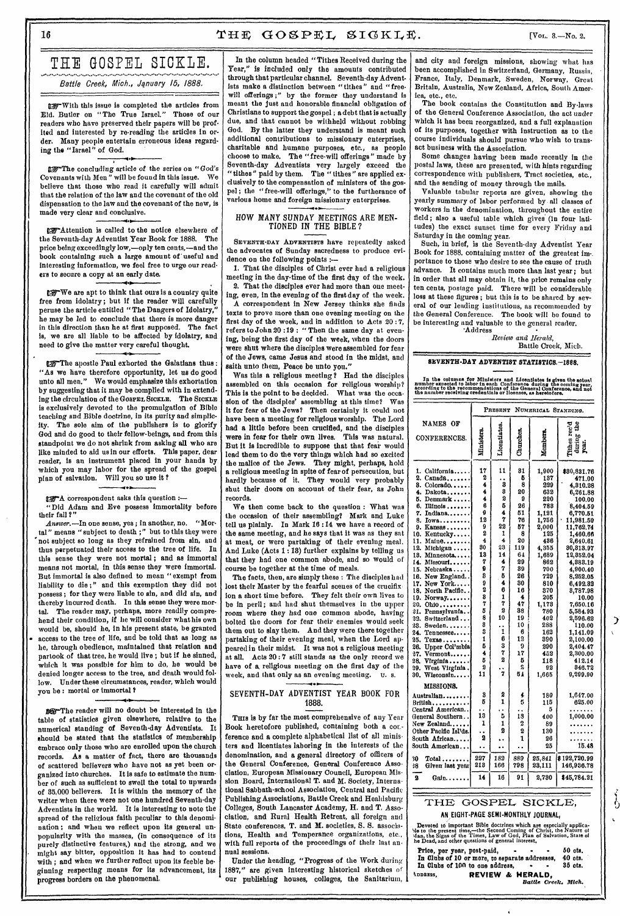# THE GOSPEL SICKLE.

*Battle Creek, Mich., January 15, 1888.*

☞With this issue is completed the articles from Eld. Butler on "The True Israel." Those of our readers who have preserved their papers will be profited and interested by re-reading the articles in order. Many people entertain erroneous ideas regarding the "Israel" of God.

☞The concluding article of the series on "God's Covenants with Men" will be found in this issue. We believe that those who read it carefully will admit that the relation of the law and the covenant of the old dispensation to the law and the covenant of the new, is made very clear and conclusive.

☞Attention is called to the notice elsewhere of the Seventh-day Adventist Year Book for 1888. The price being exceedingly low,—only ten cents,—and the book containing such a large amount of useful and interesting information, we feel free to urge our readers to secure a copy at an early date.

☞We are apt to think that ours is a country quite free from idolatry; but if the reader will carefully peruse the article entitled "The Dangers of Idolatry," he may be led to conclude that there is more danger in this direction than he at first supposed. The fact is, we are all liable to be affected by idolatry, and need to give the matter very careful thought.

☞The apostle Paul exhorted the Galatians thus: "As we have therefore opportunity, let us do good unto all men." We would emphasize this exhortation by suggesting that it may be complied with in extending the circulation of the GOSPEL SICKLE. The SICKLE is exclusively devoted to the promulgation of Bible teaching and Bible doctrine, in its purity and simplicity. The sole aim of the publishers is to glorify God and do good to their fellow-beings, and from this standpoint we do not shrink from asking all who are like minded to aid us in our efforts. This paper, dear reader, is an instrument placed in your hands by which you may labor for the spread of the gospel plan of salvation. Will you so use it?

☞A correspondent asks this question :—

"Did Adam and Eve possess immortality before their fall?"

*Answer.*—In one sense, yes; in another, no. "Mortal" means "subject to death;" but to this they were not subject so long as they refrained from sin, and thus perpetuated their access to the tree of life. In this sense they were not mortal; and as immortal means not mortal, in this sense they were immortal. But immortal is also defined to mean "exempt from liability to die;" and this exemption they did not possess; for they were liable to sin, and did sin, and thereby incurred death. In this sense they were mortal. The reader may, perhaps, more readily comprehend their condition, if he will consider what his own would be, should he, in his present state, be granted access to the tree of life, and be told that as long as he, through obedience, maintained that relation and partook of that tree, he would live; but if he sinned, which it was possible for him to do, he would be denied longer access to the tree, and death would follow. Under these circumstances, reader, which would you be: mortal or immortal?

☞The reader will no doubt be interested in the table of statistics given elsewhere, relative to the numerical standing of Seventh-day Adventists. It should be stated that the statistics of membership embrace only those who are enrolled upon the church records. As a matter of fact, there are thousands of scattered believers who have not as yet been organized into churches. It is safe to estimate the number of such as sufficient to swell the total to upwards of 35,000 believers. It is within the memory of the writer when there were not one hundred Seventh-day Adventists in the world. It is interesting to note the spread of the religious faith peculiar to this denomination; and when we reflect upon its general unpopularity with the masses, (in consequence of its purely distinctive features,) and the strong, and we might say bitter, opposition it has had to contend with; and when we further reflect upon its feeble beginning respecting means for its advancement, its progress borders on the phenomenal.

In the column headed "Tithes Received during the Year," is included only the amounts contributed through that particular channel. Seventh-day Adventists make a distinction between "tithes" and "free-will offerings;" by the former they understand is meant the just and honorable financial obligation of Christians to support the gospel; a debt that is actually due, and that cannot be withheld without robbing God. By the latter they understand is meant such additional contributions to missionary enterprises, charitable and humane purposes, etc., as people choose to make. The "free-will offerings" made by Seventh-day Adventists very largely exceed the "tithes" paid by them. The "tithes" are applied exclusively to the compensation of ministers of the gospel; the "free-will offerings," to the furtherance of various home and foreign missionary enterprises.

## HOW MANY SUNDAY MEETINGS ARE MENTIONED IN THE BIBLE?

SEVENTH-DAY ADVENTISTS have repeatedly asked the advocates of Sunday sacredness to produce evidence on the following points :—

1. That the disciples of Christ ever had a religious meeting in the day-time of the first day of the week.
2. That the disciples ever had more than one meeting, even, in the evening of the first day of the week.

A correspondent in New Jersey thinks she finds texts to prove more than one evening meeting on the first day of the week, and in addition to Acts 20:7, refers to John 20:19 : "Then the same day at evening, being the first day of the week, when the doors were shut where the disciples were assembled for fear of the Jews, came Jesus and stood in the midst, and saith unto them, Peace be unto you."

Was this a religious meeting? Had the disciples assembled on this occasion for religious worship? This is the point to be decided. What was the occasion of the disciples' assembling at this time? Was it for fear of the Jews? Then certainly it could not have been a meeting for religious worship. The Lord had a little before been crucified, and the disciples were in fear for their own lives. This was natural. But it is incredible to suppose that that fear would lead them to do the very things which had so excited the malice of the Jews. They might, perhaps, hold a religious meeting in spite of fear of persecution, but hardly because of it. They would very probably shut their doors on account of their fear, as John records.

We then come back to the question: What was the occasion of their assembling? Mark and Luke tell us plainly. In Mark 16:14 we have a record of the same meeting, and he says that it was as they sat at meat, or were partaking of their evening meal. And Luke (Acts 1:13) further explains by telling us that they had one common abode, and so would of course be together at the time of meals.

The facts, then, are simply these: The disciples had lost their Master by the fearful scenes of the crucifixion a short time before. They felt their own lives to be in peril; and had shut themselves in the upper room where they had one common abode, having bolted the doors for fear their enemies would seek them out to slay them. And they were there together partaking of their evening meal, when the Lord appeared in their midst. It was not a religious meeting at all. Acts 20:7 still stands as the only record we have of a religious meeting on the first day of the week, and that only as an evening meeting. U. S.

## SEVENTH-DAY ADVENTIST YEAR BOOK FOR 1888.

THIS is by far the most comprehensive of any Year Book heretofore published, containing both a conference and a complete alphabetical list of all ministers and licentiates laboring in the interests of the denomination, and a general directory of officers of the General Conference, General Conference Association, European Missionary Council, European Mission Board, International T. and M. Society, International Sabbath-school Association, Central and Pacific Publishing Associations, Battle Creek and Healdsburg Colleges, South Lancaster Academy, H. and T. Association, and Rural Health Retreat, all foreign and State conferences, T. and M. societies, S. S. associations, Health and Temperance organizations, etc., with full reports of the proceedings of their last annual sessions.

Under the heading, "Progress of the Work during 1887," are given interesting historical sketches of our publishing houses, colleges, the Sanitarium, and city and foreign missions, showing what has been accomplished in Switzerland, Germany, Russia, France, Italy, Denmark, Sweden, Norway, Great Britain, Australia, New Zealand, Africa, South America, etc., etc.

The book contains the Constitution and By-laws of the General Conference Association, the act under which it has been reorganized, and a full explanation of its purposes, together with instruction as to the course individuals should pursue who wish to transact business with the Association.

Some changes having been made recently in the postal laws, these are presented, with hints regarding correspondence with publishers, Tract societies, etc., and the sending of money through the mails.

Valuable tabular reports are given, showing the yearly summary of labor performed by all classes of workers in the denomination, throughout the entire field; also a useful table which gives (in four latitudes) the exact sunset time for every Friday and Saturday in the coming year.

Such, in brief, is the Seventh-day Adventist Year Book for 1888, containing matter of the greatest importance to those who desire to see the cause of truth advance. It contains much more than last year; but in order that all may obtain it, the price remains only ten cents, postage paid. There will be considerable loss at these figures; but this is to be shared by several of our leading institutions, as recommended by the General Conference. The book will be found to be interesting and valuable to the general reader.

Address *Review and Herald,*
Battle Creek, Mich.

## SEVENTH-DAY ADVENTIST STATISTICS.—1888.

In the columns for Ministers and Licentiates is given the actual number expected to labor in each Conference during the coming year, according to the recommendations of the General Conference, and not the number receiving credentials or licenses, as heretofore.

| NAMES OF CONFERENCES. | PRESENT NUMERICAL STANDING. | | | | |
|---|---|---|---|---|---|
| | Ministers. | Licentiates. | Churches. | Members. | Tithes rec'd during the year. |
| 1. California | 17 | 11 | 31 | 1,900 | $30,831.76 |
| 2. Canada | 2 | .. | 5 | 137 | 471.00 |
| 3. Colorado | 4 | 3 | 8 | 329 | 4,310.28 |
| 4. Dakota | 4 | 3 | 20 | 632 | 6,261.88 |
| 5. Denmark | 4 | 2 | 9 | 220 | 100.00 |
| 6. Illinois | 6 | 5 | 26 | 783 | 8,404.59 |
| 7. Indiana | 9 | 4 | 51 | 1,131 | 6,770.51 |
| 8. Iowa | 12 | 7 | 76 | 1,756 | 11,981.50 |
| 9. Kansas | 9 | 22 | 57 | 2,000 | 11,762.74 |
| 10. Kentucky | 2 | 1 | 8 | 125 | 1,460.66 |
| 11. Maine | 4 | 4 | 20 | 436 | 2,640.61 |
| 12. Michigan | 30 | 23 | 119 | 4,355 | 30,813.97 |
| 13. Minnesota | 13 | 14 | 64 | 1,669 | 12,353.04 |
| 14. Missouri | 7 | 4 | 29 | 862 | 4,383.19 |
| 15. Nebraska | 9 | 7 | 39 | 700 | 4,900.40 |
| 16. New England | 8 | 5 | 26 | 729 | 8,252.05 |
| 17. New York | 9 | 4 | 30 | 810 | 6,492.33 |
| 18. North Pacific | 2 | 6 | 16 | 370 | 3,757.98 |
| 19. Norway | 3 | 1 | 4 | 205 | 10.00 |
| 20. Ohio | 7 | 7 | 47 | 1,173 | 7,650.16 |
| 21. Pennsylvania | 5 | 2 | 38 | 780 | 5,584.93 |
| 22. Switzerland | 8 | 10 | 19 | 402 | 2,596.62 |
| 23. Sweden | 3 | .. | 10 | 288 | 110.00 |
| 24. Tennessee | 3 | 1 | 6 | 162 | 1,141.09 |
| 25. Texas | 1 | 6 | 12 | 390 | 2,100.00 |
| 26. Upper Col'mbia | 5 | 3 | 9 | 290 | 2,404.47 |
| 27. Vermont | 4 | 7 | 17 | 452 | 2,300.00 |
| 28. Virginia | 5 | 2 | 5 | 118 | 412.14 |
| 29. West Virginia | 2 | .. | 2 | 92 | 346.72 |
| 30. Wisconsin | 11 | 7 | 54 | 1,665 | 9,209.90 |
| MISSIONS. | | | | | |
| Australian | 3 | 2 | 4 | 180 | 1,647.00 |
| British | 5 | 1 | 5 | 115 | 625.00 |
| Central American | .. | .. | .. | 5 | ....... |
| General Southern | 13 | 5 | 13 | 400 | 1,000.00 |
| New Zealand | 1 | 1 | 2 | 89 | ....... |
| Other Pacific Isl'ds | .. | 2 | 2 | 130 | ....... |
| South African | 2 | .. | 1 | 26 | ....... |
| South American | .. | .. | .. | 25 | 15.48 |
| 30 Total | 227 | 182 | 889 | 25,841 | $192,720.99 |
| 28 Given last year | 213 | 166 | 798 | 23,111 | 146,936.78 |
| 2 Gain | 14 | 16 | 91 | 2,730 | $45,784.21 |

## THE GOSPEL SICKLE,

### AN EIGHT-PAGE SEMI-MONTHLY JOURNAL,

Devoted to important Bible doctrines which are especially applicable to the present time,—the Second Coming of Christ, the Nature of Man, the Signs of the Times, Law of God, Plan of Salvation, State of the Dead, and other questions of general interest.

| | |
|---|---|
| Price, per year, post-paid, | 50 cts. |
| In Clubs of 10 or more, to separate addresses, | 40 cts. |
| In Clubs of 100 to one address, | 35 cts. |

ADDRESS, **REVIEW & HERALD,**
*Battle Creek, Mich.*